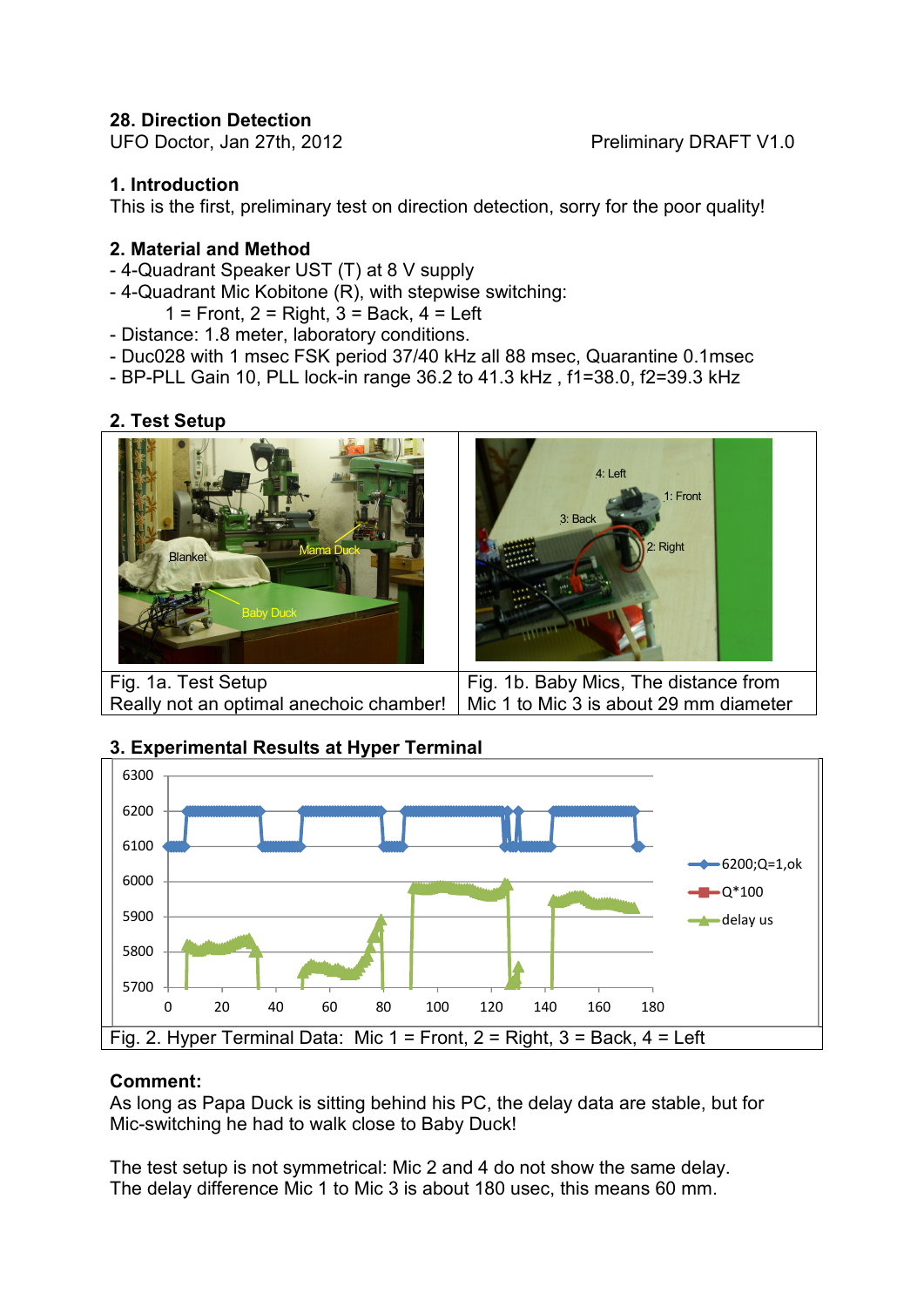**28. Direction Detection**

UFO Doctor, Jan 27th, 2012 — Preliminary DRAFT V1.0

## 1. Introduction

This is the first, preliminary test on direction detection, sorry for the poor quality!

## 2. Material and Method

- 4-Quadrant Speaker UST (T) at 8 V supply
- 4-Quadrant Mic Kobitone (R), with stepwise switching:
  1 = Front, 2 = Right, 3 = Back, 4 = Left
- Distance: 1.8 meter, laboratory conditions.
- Duc028 with 1 msec FSK period 37/40 kHz all 88 msec, Quarantine 0.1msec
- BP-PLL Gain 10, PLL lock-in range 36.2 to 41.3 kHz , f1=38.0, f2=39.3 kHz

## 2. Test Setup

| Fig. 1a. Test Setup<br>Really not an optimal anechoic chamber! | Fig. 1b. Baby Mics, The distance from Mic 1 to Mic 3 is about 29 mm diameter |
|---|---|

## 3. Experimental Results at Hyper Terminal

Fig. 2. Hyper Terminal Data: Mic 1 = Front, 2 = Right, 3 = Back, 4 = Left

**Comment:**

As long as Papa Duck is sitting behind his PC, the delay data are stable, but for Mic-switching he had to walk close to Baby Duck!

The test setup is not symmetrical: Mic 2 and 4 do not show the same delay.
The delay difference Mic 1 to Mic 3 is about 180 usec, this means 60 mm.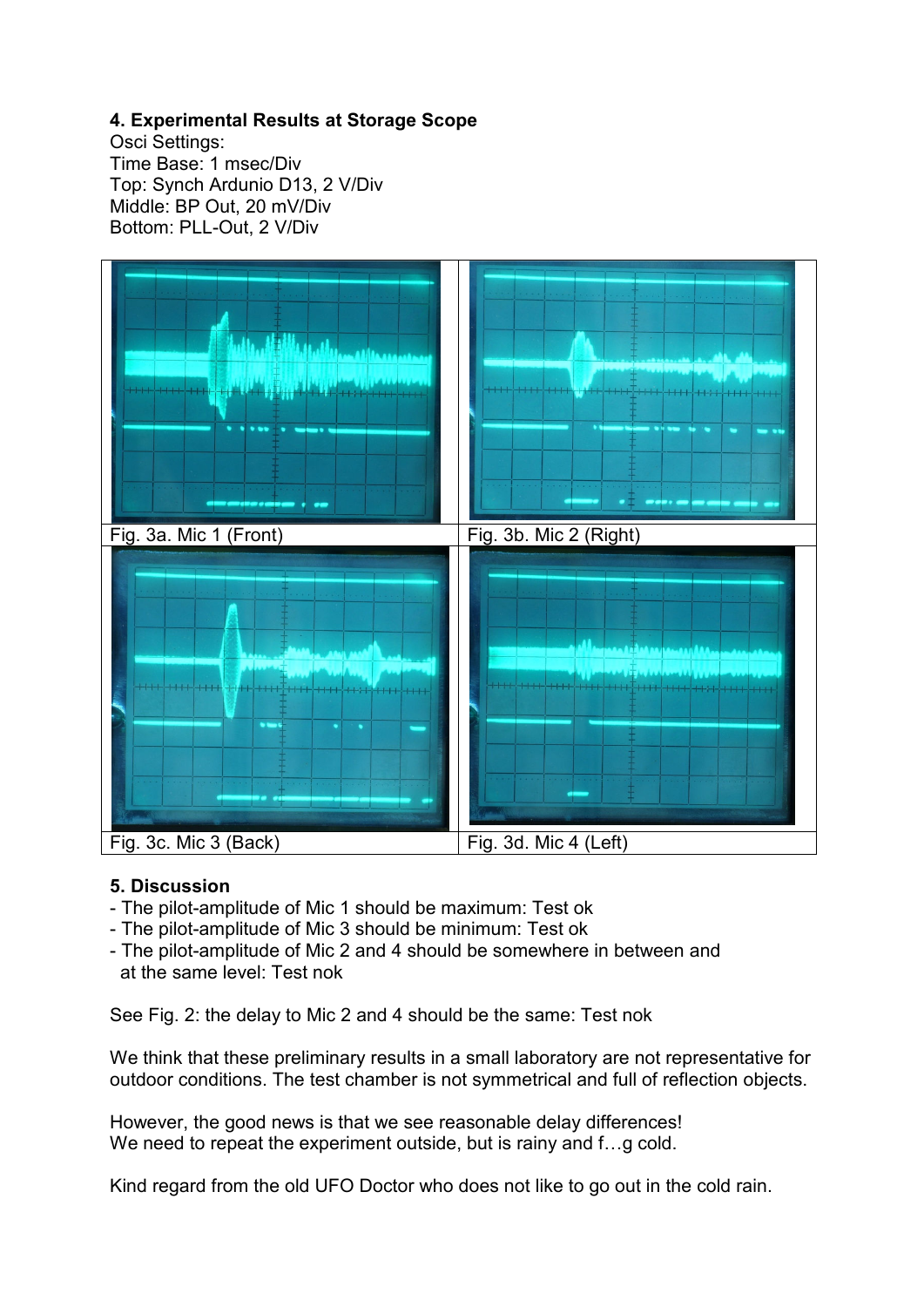### 4. Experimental Results at Storage Scope

Osci Settings:
Time Base: 1 msec/Div
Top: Synch Ardunio D13, 2 V/Div
Middle: BP Out, 20 mV/Div
Bottom: PLL-Out, 2 V/Div

Fig. 3a. Mic 1 (Front)

Fig. 3b. Mic 2 (Right)

Fig. 3c. Mic 3 (Back)

Fig. 3d. Mic 4 (Left)

### 5. Discussion

- The pilot-amplitude of Mic 1 should be maximum: Test ok
- The pilot-amplitude of Mic 3 should be minimum: Test ok
- The pilot-amplitude of Mic 2 and 4 should be somewhere in between and at the same level: Test nok

See Fig. 2: the delay to Mic 2 and 4 should be the same: Test nok

We think that these preliminary results in a small laboratory are not representative for outdoor conditions. The test chamber is not symmetrical and full of reflection objects.

However, the good news is that we see reasonable delay differences!
We need to repeat the experiment outside, but is rainy and f…g cold.

Kind regard from the old UFO Doctor who does not like to go out in the cold rain.